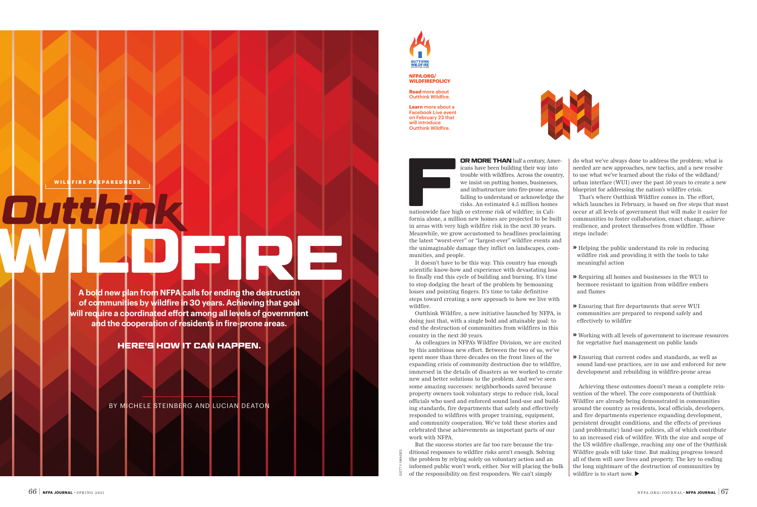WILDFIRE PREPAREDNESS

# Outthink WILDFIRE

**A bold new plan from NFPA calls for ending the destruction of communities by wildfire in 30 years. Achieving that goal will require a coordinated effort among all levels of government and the cooperation of residents in fire-prone areas.**

**HERE'S HOW IT CAN HAPPEN.**

BY MICHELE STEINBERG AND LUCIAN DEATON

OUTTHINK WILDFIRE

**NFPA.ORG/WILDFIREPOLICY**

**Read** more about Outthink Wildfire.

**Learn** more about a Facebook Live event on February 23 that will introduce Outthink Wildfire.

**FOR MORE THAN** half a century, Americans have been building their way into trouble with wildfires. Across the country, we insist on putting homes, businesses, and infrastructure into fire-prone areas, failing to understand or acknowledge the risks. An estimated 4.5 million homes nationwide face high or extreme risk of wildfire; in California alone, a million new homes are projected to be built in areas with very high wildfire risk in the next 30 years. Meanwhile, we grow accustomed to headlines proclaiming the latest "worst-ever" or "largest-ever" wildfire events and the unimaginable damage they inflict on landscapes, communities, and people.

It doesn't have to be this way. This country has enough scientific know-how and experience with devastating loss to finally end this cycle of building and burning. It's time to stop dodging the heart of the problem by bemoaning losses and pointing fingers. It's time to take definitive steps toward creating a new approach to how we live with wildfire.

Outthink Wildfire, a new initiative launched by NFPA, is doing just that, with a single bold and attainable goal: to end the destruction of communities from wildfires in this country in the next 30 years.

As colleagues in NFPA's Wildfire Division, we are excited by this ambitious new effort. Between the two of us, we've spent more than three decades on the front lines of the expanding crisis of community destruction due to wildfire, immersed in the details of disasters as we worked to create new and better solutions to the problem. And we've seen some amazing successes: neighborhoods saved because property owners took voluntary steps to reduce risk, local officials who used and enforced sound land-use and building standards, fire departments that safely and effectively responded to wildfires with proper training, equipment, and community cooperation. We've told these stories and celebrated these achievements as important parts of our work with NFPA.

But the success stories are far too rare because the traditional responses to wildfire risks aren't enough. Solving the problem by relying solely on voluntary action and an informed public won't work, either. Nor will placing the bulk of the responsibility on first responders. We can't simply do what we've always done to address the problem; what is needed are new approaches, new tactics, and a new resolve to use what we've learned about the risks of the wildland/urban interface (WUI) over the past 50 years to create a new blueprint for addressing the nation's wildfire crisis.

That's where Outthink Wildfire comes in. The effort, which launches in February, is based on five steps that must occur at all levels of government that will make it easier for communities to foster collaboration, enact change, achieve resilience, and protect themselves from wildfire. Those steps include:

- Helping the public understand its role in reducing wildfire risk and providing it with the tools to take meaningful action
- Requiring all homes and businesses in the WUI to becmore resistant to ignition from wildfire embers and flames
- Ensuring that fire departments that serve WUI communities are prepared to respond safely and effectively to wildfire
- Working with all levels of government to increase resources for vegetative fuel management on public lands
- Ensuring that current codes and standards, as well as sound land-use practices, are in use and enforced for new development and rebuilding in wildfire-prone areas

Achieving these outcomes doesn't mean a complete reinvention of the wheel. The core components of Outthink Wildfire are already being demonstrated in communities around the country as residents, local officials, developers, and fire departments experience expanding development, persistent drought conditions, and the effects of previous (and problematic) land-use policies, all of which contribute to an increased risk of wildfire. With the size and scope of the US wildfire challenge, reaching any one of the Outthink Wildfire goals will take time. But making progress toward all of them will save lives and property. The key to ending the long nightmare of the destruction of communities by wildfire is to start now. ▶

GETTY IMAGES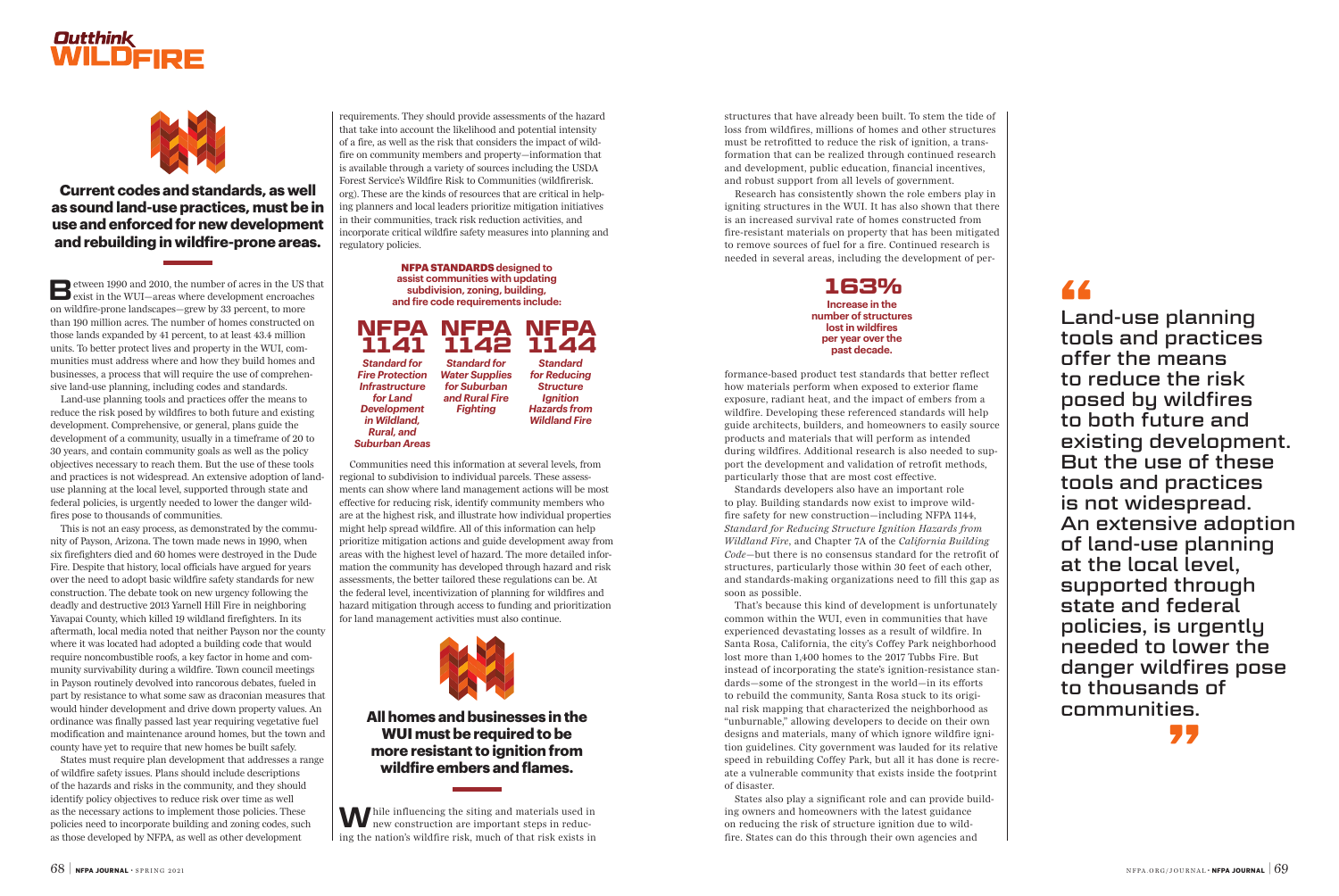**Current codes and standards, as well as sound land-use practices, must be in use and enforced for new development and rebuilding in wildfire-prone areas.**

Between 1990 and 2010, the number of acres in the US that exist in the WUI—areas where development encroaches on wildfire-prone landscapes—grew by 33 percent, to more than 190 million acres. The number of homes constructed on those lands expanded by 41 percent, to at least 43.4 million units. To better protect lives and property in the WUI, communities must address where and how they build homes and businesses, a process that will require the use of comprehensive land-use planning, including codes and standards.

Land-use planning tools and practices offer the means to reduce the risk posed by wildfires to both future and existing development. Comprehensive, or general, plans guide the development of a community, usually in a timeframe of 20 to 30 years, and contain community goals as well as the policy objectives necessary to reach them. But the use of these tools and practices is not widespread. An extensive adoption of land-use planning at the local level, supported through state and federal policies, is urgently needed to lower the danger wildfires pose to thousands of communities.

This is not an easy process, as demonstrated by the community of Payson, Arizona. The town made news in 1990, when six firefighters died and 60 homes were destroyed in the Dude Fire. Despite that history, local officials have argued for years over the need to adopt basic wildfire safety standards for new construction. The debate took on new urgency following the deadly and destructive 2013 Yarnell Hill Fire in neighboring Yavapai County, which killed 19 wildland firefighters. In its aftermath, local media noted that neither Payson nor the county where it was located had adopted a building code that would require noncombustible roofs, a key factor in home and community survivability during a wildfire. Town council meetings in Payson routinely devolved into rancorous debates, fueled in part by resistance to what some saw as draconian measures that would hinder development and drive down property values. An ordinance was finally passed last year requiring vegetative fuel modification and maintenance around homes, but the town and county have yet to require that new homes be built safely.

States must require plan development that addresses a range of wildfire safety issues. Plans should include descriptions of the hazards and risks in the community, and they should identify policy objectives to reduce risk over time as well as the necessary actions to implement those policies. These policies need to incorporate building and zoning codes, such as those developed by NFPA, as well as other development requirements. They should provide assessments of the hazard that take into account the likelihood and potential intensity of a fire, as well as the risk that considers the impact of wildfire on community members and property—information that is available through a variety of sources including the USDA Forest Service's Wildfire Risk to Communities (wildfirerisk.org). These are the kinds of resources that are critical in helping planners and local leaders prioritize mitigation initiatives in their communities, track risk reduction activities, and incorporate critical wildfire safety measures into planning and regulatory policies.

**NFPA STANDARDS designed to assist communities with updating subdivision, zoning, building, and fire code requirements include:**

- **NFPA 1141** — *Standard for Fire Protection Infrastructure for Land Development in Wildland, Rural, and Suburban Areas*
- **NFPA 1142** — *Standard for Water Supplies for Suburban and Rural Fire Fighting*
- **NFPA 1144** — *Standard for Reducing Structure Ignition Hazards from Wildland Fire*

Communities need this information at several levels, from regional to subdivision to individual parcels. These assessments can show where land management actions will be most effective for reducing risk, identify community members who are at the highest risk, and illustrate how individual properties might help spread wildfire. All of this information can help prioritize mitigation actions and guide development away from areas with the highest level of hazard. The more detailed information the community has developed through hazard and risk assessments, the better tailored these regulations can be. At the federal level, incentivization of planning for wildfires and hazard mitigation through access to funding and prioritization for land management activities must also continue.

**All homes and businesses in the WUI must be required to be more resistant to ignition from wildfire embers and flames.**

While influencing the siting and materials used in new construction are important steps in reducing the nation's wildfire risk, much of that risk exists in structures that have already been built. To stem the tide of loss from wildfires, millions of homes and other structures must be retrofitted to reduce the risk of ignition, a transformation that can be realized through continued research and development, public education, financial incentives, and robust support from all levels of government.

Research has consistently shown the role embers play in igniting structures in the WUI. It has also shown that there is an increased survival rate of homes constructed from fire-resistant materials on property that has been mitigated to remove sources of fuel for a fire. Continued research is needed in several areas, including the development of performance-based product test standards that better reflect how materials perform when exposed to exterior flame exposure, radiant heat, and the impact of embers from a wildfire. Developing these referenced standards will help guide architects, builders, and homeowners to easily source products and materials that will perform as intended during wildfires. Additional research is also needed to support the development and validation of retrofit methods, particularly those that are most cost effective.

**163%**
**Increase in the number of structures lost in wildfires per year over the past decade.**

Standards developers also have an important role to play. Building standards now exist to improve wildfire safety for new construction—including NFPA 1144, *Standard for Reducing Structure Ignition Hazards from Wildland Fire*, and Chapter 7A of the *California Building Code*—but there is no consensus standard for the retrofit of structures, particularly those within 30 feet of each other, and standards-making organizations need to fill this gap as soon as possible.

That's because this kind of development is unfortunately common within the WUI, even in communities that have experienced devastating losses as a result of wildfire. In Santa Rosa, California, the city's Coffey Park neighborhood lost more than 1,400 homes to the 2017 Tubbs Fire. But instead of incorporating the state's ignition-resistance standards—some of the strongest in the world—in its efforts to rebuild the community, Santa Rosa stuck to its original risk mapping that characterized the neighborhood as "unburnable," allowing developers to decide on their own designs and materials, many of which ignore wildfire ignition guidelines. City government was lauded for its relative speed in rebuilding Coffey Park, but all it has done is recreate a vulnerable community that exists inside the footprint of disaster.

States also play a significant role and can provide building owners and homeowners with the latest guidance on reducing the risk of structure ignition due to wildfire. States can do this through their own agencies and

> "Land-use planning tools and practices offer the means to reduce the risk posed by wildfires to both future and existing development. But the use of these tools and practices is not widespread. An extensive adoption of land-use planning at the local level, supported through state and federal policies, is urgently needed to lower the danger wildfires pose to thousands of communities."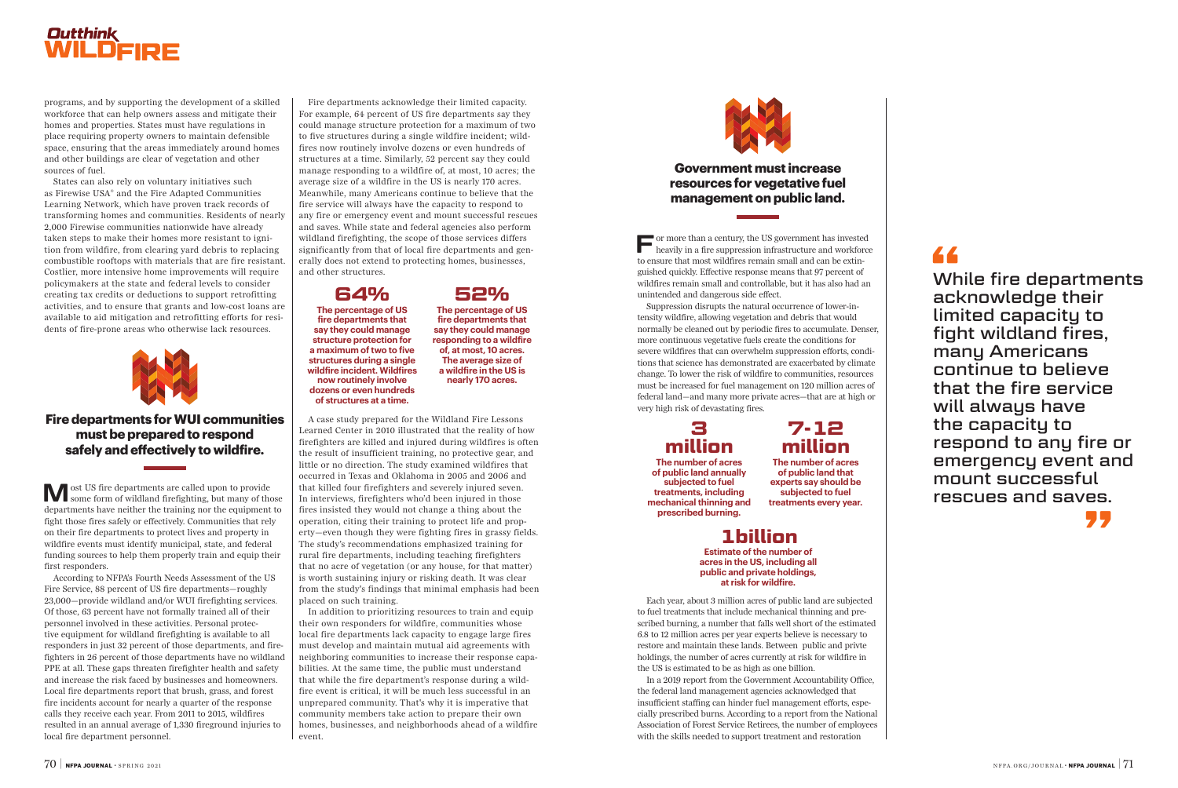programs, and by supporting the development of a skilled workforce that can help owners assess and mitigate their homes and properties. States must have regulations in place requiring property owners to maintain defensible space, ensuring that the areas immediately around homes and other buildings are clear of vegetation and other sources of fuel.

States can also rely on voluntary initiatives such as Firewise USA® and the Fire Adapted Communities Learning Network, which have proven track records of transforming homes and communities. Residents of nearly 2,000 Firewise communities nationwide have already taken steps to make their homes more resistant to ignition from wildfire, from clearing yard debris to replacing combustible rooftops with materials that are fire resistant. Costlier, more intensive home improvements will require policymakers at the state and federal levels to consider creating tax credits or deductions to support retrofitting activities, and to ensure that grants and low-cost loans are available to aid mitigation and retrofitting efforts for residents of fire-prone areas who otherwise lack resources.

## Fire departments for WUI communities must be prepared to respond safely and effectively to wildfire.

Most US fire departments are called upon to provide some form of wildland firefighting, but many of those departments have neither the training nor the equipment to fight those fires safely or effectively. Communities that rely on their fire departments to protect lives and property in wildfire events must identify municipal, state, and federal funding sources to help them properly train and equip their first responders.

According to NFPA's Fourth Needs Assessment of the US Fire Service, 88 percent of US fire departments—roughly 23,000—provide wildland and/or WUI firefighting services. Of those, 63 percent have not formally trained all of their personnel involved in these activities. Personal protective equipment for wildland firefighting is available to all responders in just 32 percent of those departments, and firefighters in 26 percent of those departments have no wildland PPE at all. These gaps threaten firefighter health and safety and increase the risk faced by businesses and homeowners. Local fire departments report that brush, grass, and forest fire incidents account for nearly a quarter of the response calls they receive each year. From 2011 to 2015, wildfires resulted in an annual average of 1,330 fireground injuries to local fire department personnel.

Fire departments acknowledge their limited capacity. For example, 64 percent of US fire departments say they could manage structure protection for a maximum of two to five structures during a single wildfire incident; wildfires now routinely involve dozens or even hundreds of structures at a time. Similarly, 52 percent say they could manage responding to a wildfire of, at most, 10 acres; the average size of a wildfire in the US is nearly 170 acres. Meanwhile, many Americans continue to believe that the fire service will always have the capacity to respond to any fire or emergency event and mount successful rescues and saves. While state and federal agencies also perform wildland firefighting, the scope of those services differs significantly from that of local fire departments and generally does not extend to protecting homes, businesses, and other structures.

**64%**
**The percentage of US fire departments that say they could manage structure protection for a maximum of two to five structures during a single wildfire incident. Wildfires now routinely involve dozens or even hundreds of structures at a time.**

**52%**
**The percentage of US fire departments that say they could manage responding to a wildfire of, at most, 10 acres. The average size of a wildfire in the US is nearly 170 acres.**

A case study prepared for the Wildland Fire Lessons Learned Center in 2010 illustrated that the reality of how firefighters are killed and injured during wildfires is often the result of insufficient training, no protective gear, and little or no direction. The study examined wildfires that occurred in Texas and Oklahoma in 2005 and 2006 and that killed four firefighters and severely injured seven. In interviews, firefighters who'd been injured in those fires insisted they would not change a thing about the operation, citing their training to protect life and property—even though they were fighting fires in grassy fields. The study's recommendations emphasized training for rural fire departments, including teaching firefighters that no acre of vegetation (or any house, for that matter) is worth sustaining injury or risking death. It was clear from the study's findings that minimal emphasis had been placed on such training.

In addition to prioritizing resources to train and equip their own responders for wildfire, communities whose local fire departments lack capacity to engage large fires must develop and maintain mutual aid agreements with neighboring communities to increase their response capabilities. At the same time, the public must understand that while the fire department's response during a wildfire event is critical, it will be much less successful in an unprepared community. That's why it is imperative that community members take action to prepare their own homes, businesses, and neighborhoods ahead of a wildfire event.

## Government must increase resources for vegetative fuel management on public land.

For more than a century, the US government has invested heavily in a fire suppression infrastructure and workforce to ensure that most wildfires remain small and can be extinguished quickly. Effective response means that 97 percent of wildfires remain small and controllable, but it has also had an unintended and dangerous side effect.

Suppression disrupts the natural occurrence of lower-intensity wildfire, allowing vegetation and debris that would normally be cleaned out by periodic fires to accumulate. Denser, more continuous vegetative fuels create the conditions for severe wildfires that can overwhelm suppression efforts, conditions that science has demonstrated are exacerbated by climate change. To lower the risk of wildfire to communities, resources must be increased for fuel management on 120 million acres of federal land—and many more private acres—that are at high or very high risk of devastating fires.

**3 million**
**The number of acres of public land annually subjected to fuel treatments, including mechanical thinning and prescribed burning.**

**7-12 million**
**The number of acres of public land that experts say should be subjected to fuel treatments every year.**

**1 billion**
**Estimate of the number of acres in the US, including all public and private holdings, at risk for wildfire.**

Each year, about 3 million acres of public land are subjected to fuel treatments that include mechanical thinning and prescribed burning, a number that falls well short of the estimated 6.8 to 12 million acres per year experts believe is necessary to restore and maintain these lands. Between public and privte holdings, the number of acres currently at risk for wildfire in the US is estimated to be as high as one billion.

In a 2019 report from the Government Accountability Office, the federal land management agencies acknowledged that insufficient staffing can hinder fuel management efforts, especially prescribed burns. According to a report from the National Association of Forest Service Retirees, the number of employees with the skills needed to support treatment and restoration

> "While fire departments acknowledge their limited capacity to fight wildland fires, many Americans continue to believe that the fire service will always have the capacity to respond to any fire or emergency event and mount successful rescues and saves."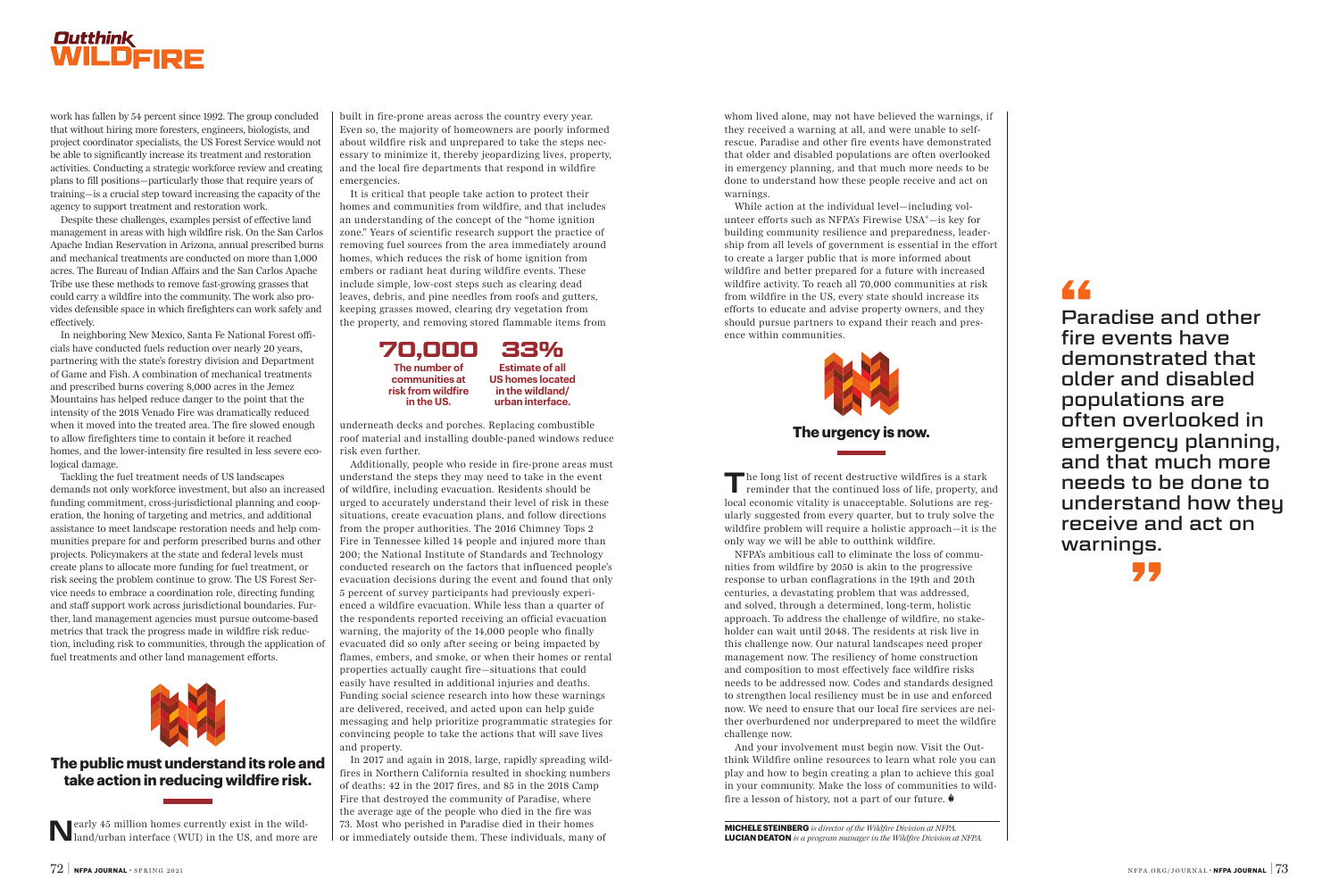work has fallen by 54 percent since 1992. The group concluded that without hiring more foresters, engineers, biologists, and project coordinator specialists, the US Forest Service would not be able to significantly increase its treatment and restoration activities. Conducting a strategic workforce review and creating plans to fill positions—particularly those that require years of training—is a crucial step toward increasing the capacity of the agency to support treatment and restoration work.

Despite these challenges, examples persist of effective land management in areas with high wildfire risk. On the San Carlos Apache Indian Reservation in Arizona, annual prescribed burns and mechanical treatments are conducted on more than 1,000 acres. The Bureau of Indian Affairs and the San Carlos Apache Tribe use these methods to remove fast-growing grasses that could carry a wildfire into the community. The work also provides defensible space in which firefighters can work safely and effectively.

In neighboring New Mexico, Santa Fe National Forest officials have conducted fuels reduction over nearly 20 years, partnering with the state's forestry division and Department of Game and Fish. A combination of mechanical treatments and prescribed burns covering 8,000 acres in the Jemez Mountains has helped reduce danger to the point that the intensity of the 2018 Venado Fire was dramatically reduced when it moved into the treated area. The fire slowed enough to allow firefighters time to contain it before it reached homes, and the lower-intensity fire resulted in less severe ecological damage.

Tackling the fuel treatment needs of US landscapes demands not only workforce investment, but also an increased funding commitment, cross-jurisdictional planning and cooperation, the honing of targeting and metrics, and additional assistance to meet landscape restoration needs and help communities prepare for and perform prescribed burns and other projects. Policymakers at the state and federal levels must create plans to allocate more funding for fuel treatment, or risk seeing the problem continue to grow. The US Forest Service needs to embrace a coordination role, directing funding and staff support work across jurisdictional boundaries. Further, land management agencies must pursue outcome-based metrics that track the progress made in wildfire risk reduction, including risk to communities, through the application of fuel treatments and other land management efforts.

## The public must understand its role and take action in reducing wildfire risk.

Nearly 45 million homes currently exist in the wildland/urban interface (WUI) in the US, and more are built in fire-prone areas across the country every year. Even so, the majority of homeowners are poorly informed about wildfire risk and unprepared to take the steps necessary to minimize it, thereby jeopardizing lives, property, and the local fire departments that respond in wildfire emergencies.

It is critical that people take action to protect their homes and communities from wildfire, and that includes an understanding of the concept of the "home ignition zone." Years of scientific research support the practice of removing fuel sources from the area immediately around homes, which reduces the risk of home ignition from embers or radiant heat during wildfire events. These include simple, low-cost steps such as clearing dead leaves, debris, and pine needles from roofs and gutters, keeping grasses mowed, clearing dry vegetation from the property, and removing stored flammable items from underneath decks and porches. Replacing combustible roof material and installing double-paned windows reduce risk even further.

**70,000**
The number of communities at risk from wildfire in the US.

**33%**
Estimate of all US homes located in the wildland/urban interface.

Additionally, people who reside in fire-prone areas must understand the steps they may need to take in the event of wildfire, including evacuation. Residents should be urged to accurately understand their level of risk in these situations, create evacuation plans, and follow directions from the proper authorities. The 2016 Chimney Tops 2 Fire in Tennessee killed 14 people and injured more than 200; the National Institute of Standards and Technology conducted research on the factors that influenced people's evacuation decisions during the event and found that only 5 percent of survey participants had previously experienced a wildfire evacuation. While less than a quarter of the respondents reported receiving an official evacuation warning, the majority of the 14,000 people who finally evacuated did so only after seeing or being impacted by flames, embers, and smoke, or when their homes or rental properties actually caught fire—situations that could easily have resulted in additional injuries and deaths. Funding social science research into how these warnings are delivered, received, and acted upon can help guide messaging and help prioritize programmatic strategies for convincing people to take the actions that will save lives and property.

In 2017 and again in 2018, large, rapidly spreading wildfires in Northern California resulted in shocking numbers of deaths: 42 in the 2017 fires, and 85 in the 2018 Camp Fire that destroyed the community of Paradise, where the average age of the people who died in the fire was 73. Most who perished in Paradise died in their homes or immediately outside them. These individuals, many of whom lived alone, may not have believed the warnings, if they received a warning at all, and were unable to self-rescue. Paradise and other fire events have demonstrated that older and disabled populations are often overlooked in emergency planning, and that much more needs to be done to understand how these people receive and act on warnings.

While action at the individual level—including volunteer efforts such as NFPA's Firewise USA®—is key for building community resilience and preparedness, leadership from all levels of government is essential in the effort to create a larger public that is more informed about wildfire and better prepared for a future with increased wildfire activity. To reach all 70,000 communities at risk from wildfire in the US, every state should increase its efforts to educate and advise property owners, and they should pursue partners to expand their reach and presence within communities.

> "Paradise and other fire events have demonstrated that older and disabled populations are often overlooked in emergency planning, and that much more needs to be done to understand how they receive and act on warnings."

## The urgency is now.

The long list of recent destructive wildfires is a stark reminder that the continued loss of life, property, and local economic vitality is unacceptable. Solutions are regularly suggested from every quarter, but to truly solve the wildfire problem will require a holistic approach—it is the only way we will be able to outthink wildfire.

NFPA's ambitious call to eliminate the loss of communities from wildfire by 2050 is akin to the progressive response to urban conflagrations in the 19th and 20th centuries, a devastating problem that was addressed, and solved, through a determined, long-term, holistic approach. To address the challenge of wildfire, no stakeholder can wait until 2048. The residents at risk live in this challenge now. Our natural landscapes need proper management now. The resiliency of home construction and composition to most effectively face wildfire risks needs to be addressed now. Codes and standards designed to strengthen local resiliency must be in use and enforced now. We need to ensure that our local fire services are neither overburdened nor underprepared to meet the wildfire challenge now.

And your involvement must begin now. Visit the Outthink Wildfire online resources to learn what role you can play and how to begin creating a plan to achieve this goal in your community. Make the loss of communities to wildfire a lesson of history, not a part of our future.

**MICHELE STEINBERG** *is director of the Wildfire Division at NFPA.*
**LUCIAN DEATON** *is a program manager in the Wildfire Division at NFPA.*